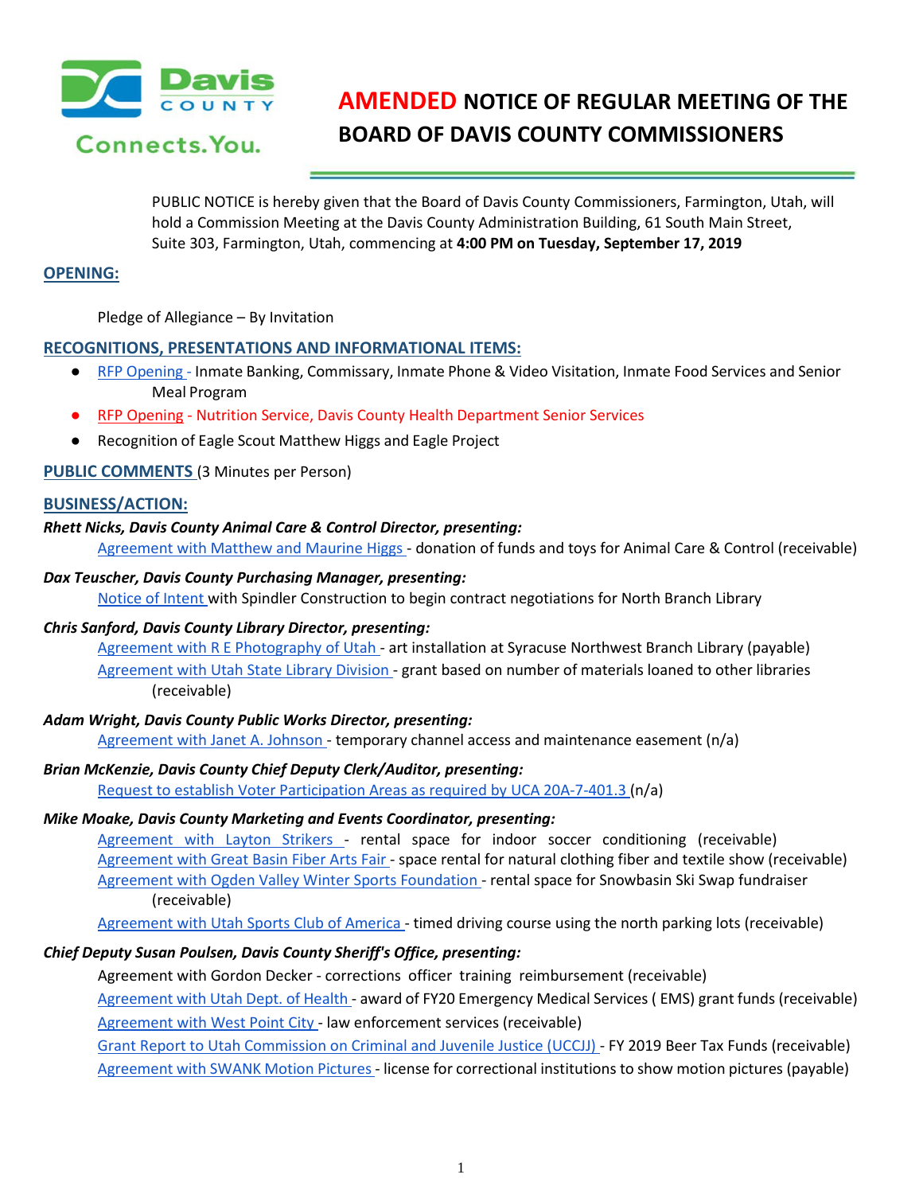# AMENDED NOTICE OF REGULAR MEETING OF THE BOARD OF DAVIS COUNTY COMMISSIONERS

PUBLIC NOTICE is hereby given that the Board of Davis County Commissioners, Farmington, Utah, will hold a Commission Meeting at the Davis County Administration Building, 61 South Main Street, Suite 303, Farmington, Utah, commencing at **4:00 PM on Tuesday, September 17, 2019**

## OPENING:

Pledge of Allegiance – By Invitation

## RECOGNITIONS, PRESENTATIONS AND INFORMATIONAL ITEMS:

- RFP Opening - Inmate Banking, Commissary, Inmate Phone & Video Visitation, Inmate Food Services and Senior Meal Program
- RFP Opening - Nutrition Service, Davis County Health Department Senior Services
- Recognition of Eagle Scout Matthew Higgs and Eagle Project

## PUBLIC COMMENTS (3 Minutes per Person)

## BUSINESS/ACTION:

***Rhett Nicks, Davis County Animal Care & Control Director, presenting:***

Agreement with Matthew and Maurine Higgs - donation of funds and toys for Animal Care & Control (receivable)

***Dax Teuscher, Davis County Purchasing Manager, presenting:***

Notice of Intent with Spindler Construction to begin contract negotiations for North Branch Library

***Chris Sanford, Davis County Library Director, presenting:***

Agreement with R E Photography of Utah - art installation at Syracuse Northwest Branch Library (payable)

Agreement with Utah State Library Division - grant based on number of materials loaned to other libraries (receivable)

***Adam Wright, Davis County Public Works Director, presenting:***

Agreement with Janet A. Johnson - temporary channel access and maintenance easement (n/a)

***Brian McKenzie, Davis County Chief Deputy Clerk/Auditor, presenting:***

Request to establish Voter Participation Areas as required by UCA 20A-7-401.3 (n/a)

***Mike Moake, Davis County Marketing and Events Coordinator, presenting:***

Agreement with Layton Strikers - rental space for indoor soccer conditioning (receivable)

Agreement with Great Basin Fiber Arts Fair - space rental for natural clothing fiber and textile show (receivable)

Agreement with Ogden Valley Winter Sports Foundation - rental space for Snowbasin Ski Swap fundraiser (receivable)

Agreement with Utah Sports Club of America - timed driving course using the north parking lots (receivable)

***Chief Deputy Susan Poulsen, Davis County Sheriff's Office, presenting:***

Agreement with Gordon Decker - corrections officer training reimbursement (receivable)

Agreement with Utah Dept. of Health - award of FY20 Emergency Medical Services ( EMS) grant funds (receivable)

Agreement with West Point City - law enforcement services (receivable)

Grant Report to Utah Commission on Criminal and Juvenile Justice (UCCJJ) - FY 2019 Beer Tax Funds (receivable)

Agreement with SWANK Motion Pictures - license for correctional institutions to show motion pictures (payable)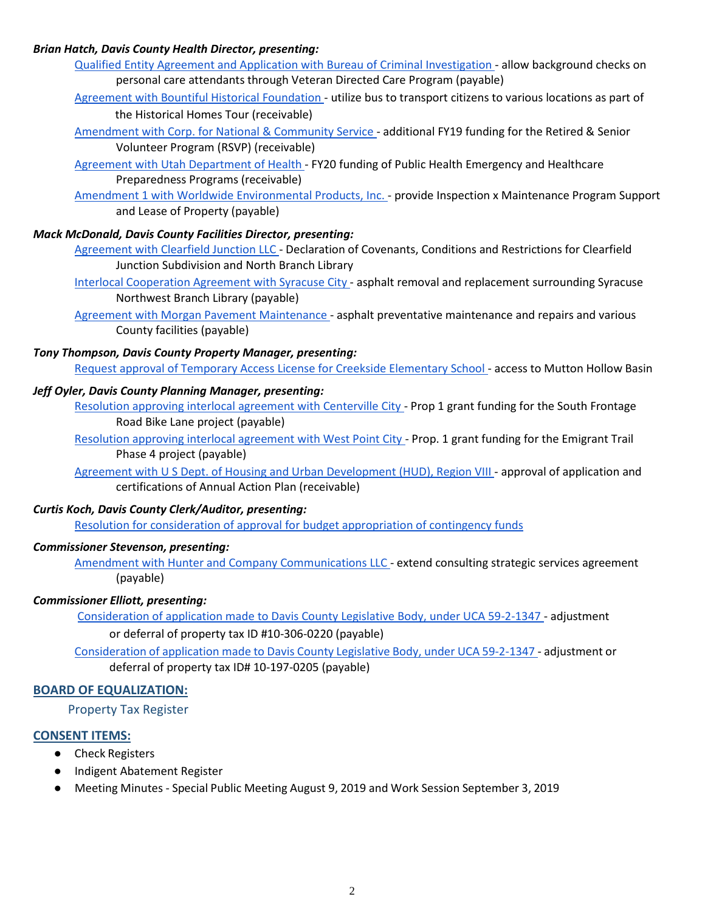***Brian Hatch, Davis County Health Director, presenting:***

Qualified Entity Agreement and Application with Bureau of Criminal Investigation - allow background checks on personal care attendants through Veteran Directed Care Program (payable)

Agreement with Bountiful Historical Foundation - utilize bus to transport citizens to various locations as part of the Historical Homes Tour (receivable)

Amendment with Corp. for National & Community Service - additional FY19 funding for the Retired & Senior Volunteer Program (RSVP) (receivable)

Agreement with Utah Department of Health - FY20 funding of Public Health Emergency and Healthcare Preparedness Programs (receivable)

Amendment 1 with Worldwide Environmental Products, Inc. - provide Inspection x Maintenance Program Support and Lease of Property (payable)

***Mack McDonald, Davis County Facilities Director, presenting:***

Agreement with Clearfield Junction LLC - Declaration of Covenants, Conditions and Restrictions for Clearfield Junction Subdivision and North Branch Library

Interlocal Cooperation Agreement with Syracuse City - asphalt removal and replacement surrounding Syracuse Northwest Branch Library (payable)

Agreement with Morgan Pavement Maintenance - asphalt preventative maintenance and repairs and various County facilities (payable)

***Tony Thompson, Davis County Property Manager, presenting:***

Request approval of Temporary Access License for Creekside Elementary School - access to Mutton Hollow Basin

***Jeff Oyler, Davis County Planning Manager, presenting:***

Resolution approving interlocal agreement with Centerville City - Prop 1 grant funding for the South Frontage Road Bike Lane project (payable)

Resolution approving interlocal agreement with West Point City - Prop. 1 grant funding for the Emigrant Trail Phase 4 project (payable)

Agreement with U S Dept. of Housing and Urban Development (HUD), Region VIII - approval of application and certifications of Annual Action Plan (receivable)

***Curtis Koch, Davis County Clerk/Auditor, presenting:***

Resolution for consideration of approval for budget appropriation of contingency funds

***Commissioner Stevenson, presenting:***

Amendment with Hunter and Company Communications LLC - extend consulting strategic services agreement (payable)

***Commissioner Elliott, presenting:***

Consideration of application made to Davis County Legislative Body, under UCA 59-2-1347 - adjustment or deferral of property tax ID #10-306-0220 (payable)

Consideration of application made to Davis County Legislative Body, under UCA 59-2-1347 - adjustment or deferral of property tax ID# 10-197-0205 (payable)

## BOARD OF EQUALIZATION:

Property Tax Register

## CONSENT ITEMS:

- Check Registers
- Indigent Abatement Register
- Meeting Minutes - Special Public Meeting August 9, 2019 and Work Session September 3, 2019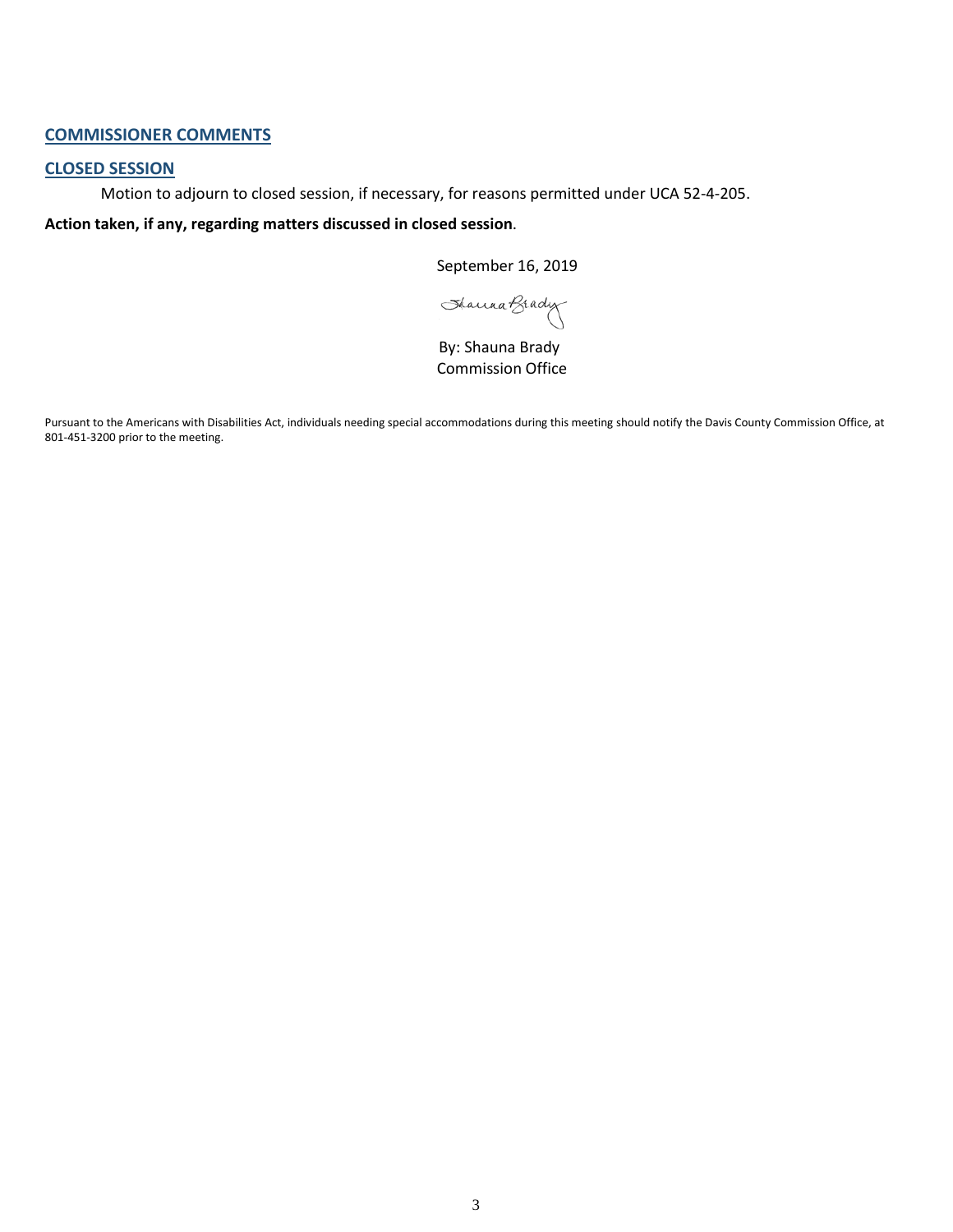## COMMISSIONER COMMENTS

## CLOSED SESSION

Motion to adjourn to closed session, if necessary, for reasons permitted under UCA 52-4-205.

**Action taken, if any, regarding matters discussed in closed session**.

September 16, 2019

Shauna Brady

By: Shauna Brady
Commission Office

Pursuant to the Americans with Disabilities Act, individuals needing special accommodations during this meeting should notify the Davis County Commission Office, at 801-451-3200 prior to the meeting.